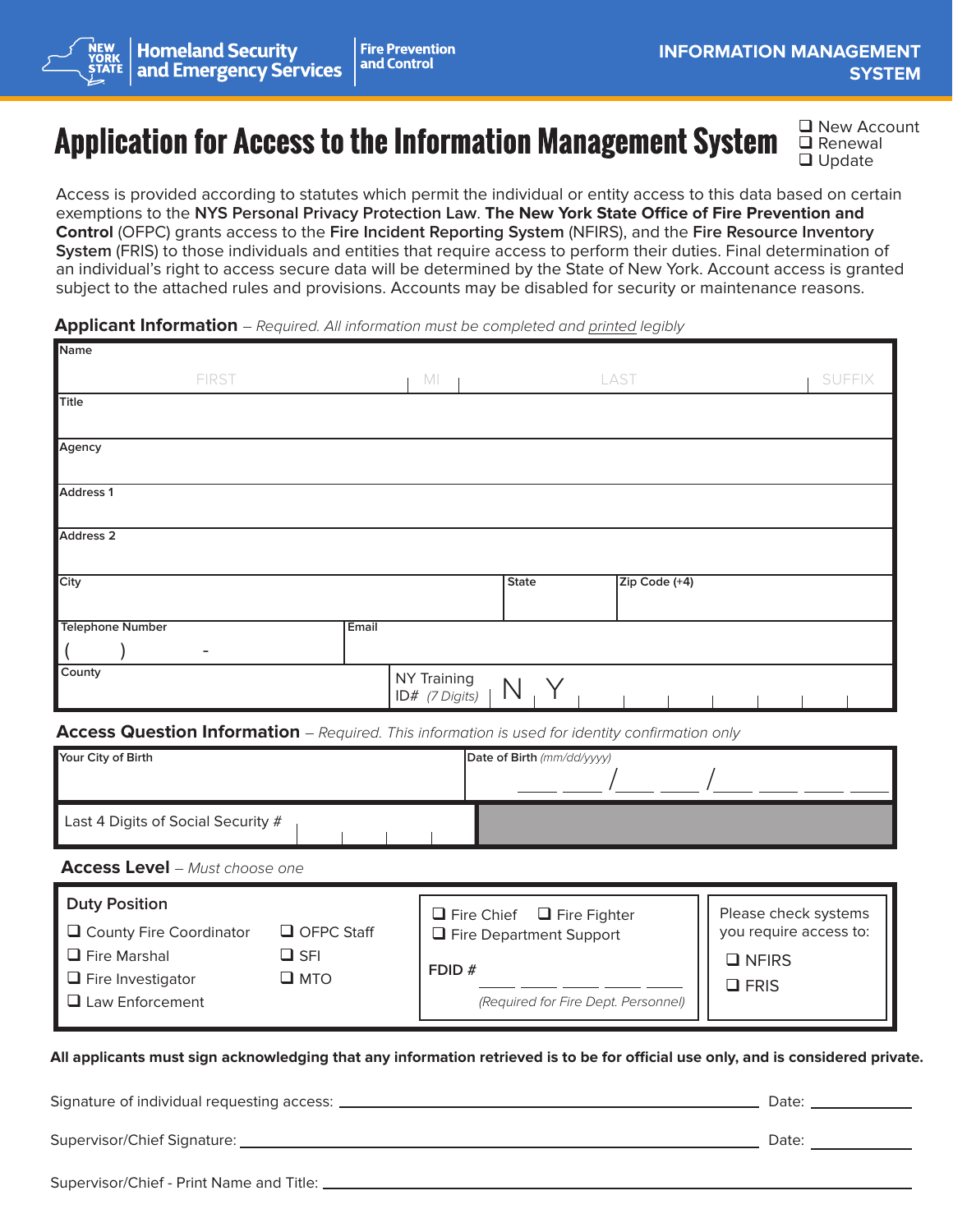**Homeland Security and Emergency Services** | **Fire Prevention and Control**

**INFORMATION MANAGEMENT SYSTEM**

# Application for Access to the Information Management System

- ❑ New Account
- ❑ Renewal
- ❑ Update

Access is provided according to statutes which permit the individual or entity access to this data based on certain exemptions to the **NYS Personal Privacy Protection Law**. **The New York State Office of Fire Prevention and Control** (OFPC) grants access to the **Fire Incident Reporting System** (NFIRS), and the **Fire Resource Inventory System** (FRIS) to those individuals and entities that require access to perform their duties. Final determination of an individual's right to access secure data will be determined by the State of New York. Account access is granted subject to the attached rules and provisions. Accounts may be disabled for security or maintenance reasons.

## Applicant Information – *Required. All information must be completed and printed legibly*

| Name | | | |
|---|---|---|---|
| FIRST | MI | LAST | SUFFIX |
| Title | | | |
| Agency | | | |
| Address 1 | | | |
| Address 2 | | | |
| City | State | Zip Code (+4) | |
| Telephone Number ( ) - | Email | | |
| County | NY Training ID# *(7 Digits)* N Y | | |

## Access Question Information – *Required. This information is used for identity confirmation only*

| Your City of Birth | Date of Birth *(mm/dd/yyyy)* / / |
|---|---|
| Last 4 Digits of Social Security # | |

## Access Level – *Must choose one*

**Duty Position**

- ❑ County Fire Coordinator
- ❑ Fire Marshal
- ❑ Fire Investigator
- ❑ Law Enforcement
- ❑ OFPC Staff
- ❑ SFI
- ❑ MTO

- ❑ Fire Chief ❑ Fire Fighter
- ❑ Fire Department Support

FDID # ____________

*(Required for Fire Dept. Personnel)*

Please check systems you require access to:

- ❑ NFIRS
- ❑ FRIS

**All applicants must sign acknowledging that any information retrieved is to be for official use only, and is considered private.**

Signature of individual requesting access: ______________________ Date: __________

Supervisor/Chief Signature: ______________________ Date: __________

Supervisor/Chief - Print Name and Title: ______________________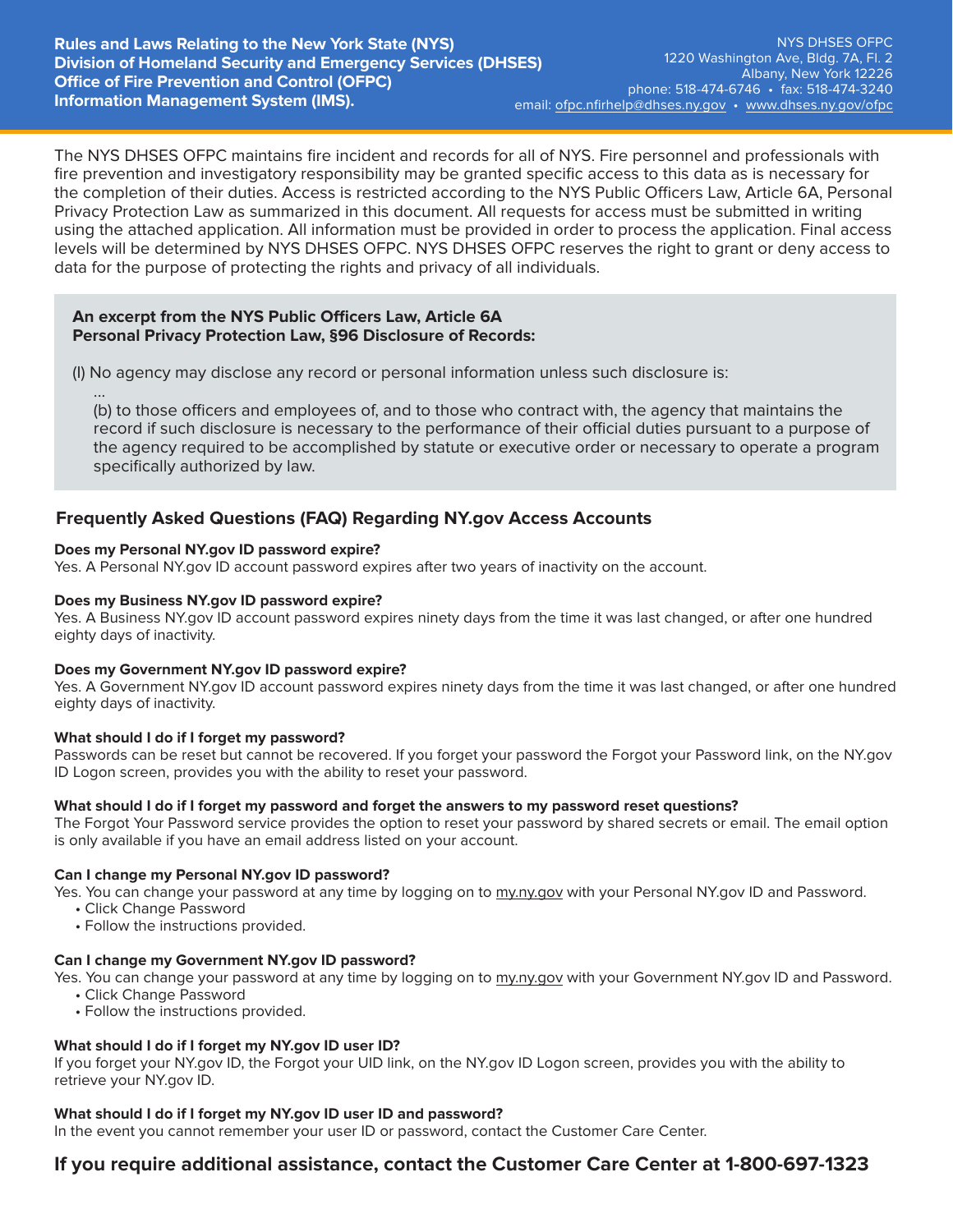**Rules and Laws Relating to the New York State (NYS) Division of Homeland Security and Emergency Services (DHSES) Office of Fire Prevention and Control (OFPC) Information Management System (IMS).**

NYS DHSES OFPC
1220 Washington Ave, Bldg. 7A, Fl. 2
Albany, New York 12226
phone: 518-474-6746 • fax: 518-474-3240
email: ofpc.nfirhelp@dhses.ny.gov • www.dhses.ny.gov/ofpc

The NYS DHSES OFPC maintains fire incident and records for all of NYS. Fire personnel and professionals with fire prevention and investigatory responsibility may be granted specific access to this data as is necessary for the completion of their duties. Access is restricted according to the NYS Public Officers Law, Article 6A, Personal Privacy Protection Law as summarized in this document. All requests for access must be submitted in writing using the attached application. All information must be provided in order to process the application. Final access levels will be determined by NYS DHSES OFPC. NYS DHSES OFPC reserves the right to grant or deny access to data for the purpose of protecting the rights and privacy of all individuals.

**An excerpt from the NYS Public Officers Law, Article 6A**
**Personal Privacy Protection Law, §96 Disclosure of Records:**

(l) No agency may disclose any record or personal information unless such disclosure is:

...

(b) to those officers and employees of, and to those who contract with, the agency that maintains the record if such disclosure is necessary to the performance of their official duties pursuant to a purpose of the agency required to be accomplished by statute or executive order or necessary to operate a program specifically authorized by law.

## Frequently Asked Questions (FAQ) Regarding NY.gov Access Accounts

**Does my Personal NY.gov ID password expire?**
Yes. A Personal NY.gov ID account password expires after two years of inactivity on the account.

**Does my Business NY.gov ID password expire?**
Yes. A Business NY.gov ID account password expires ninety days from the time it was last changed, or after one hundred eighty days of inactivity.

**Does my Government NY.gov ID password expire?**
Yes. A Government NY.gov ID account password expires ninety days from the time it was last changed, or after one hundred eighty days of inactivity.

**What should I do if I forget my password?**
Passwords can be reset but cannot be recovered. If you forget your password the Forgot your Password link, on the NY.gov ID Logon screen, provides you with the ability to reset your password.

**What should I do if I forget my password and forget the answers to my password reset questions?**
The Forgot Your Password service provides the option to reset your password by shared secrets or email. The email option is only available if you have an email address listed on your account.

**Can I change my Personal NY.gov ID password?**
Yes. You can change your password at any time by logging on to my.ny.gov with your Personal NY.gov ID and Password.

- Click Change Password
- Follow the instructions provided.

**Can I change my Government NY.gov ID password?**
Yes. You can change your password at any time by logging on to my.ny.gov with your Government NY.gov ID and Password.

- Click Change Password
- Follow the instructions provided.

**What should I do if I forget my NY.gov ID user ID?**
If you forget your NY.gov ID, the Forgot your UID link, on the NY.gov ID Logon screen, provides you with the ability to retrieve your NY.gov ID.

**What should I do if I forget my NY.gov ID user ID and password?**
In the event you cannot remember your user ID or password, contact the Customer Care Center.

## If you require additional assistance, contact the Customer Care Center at 1-800-697-1323